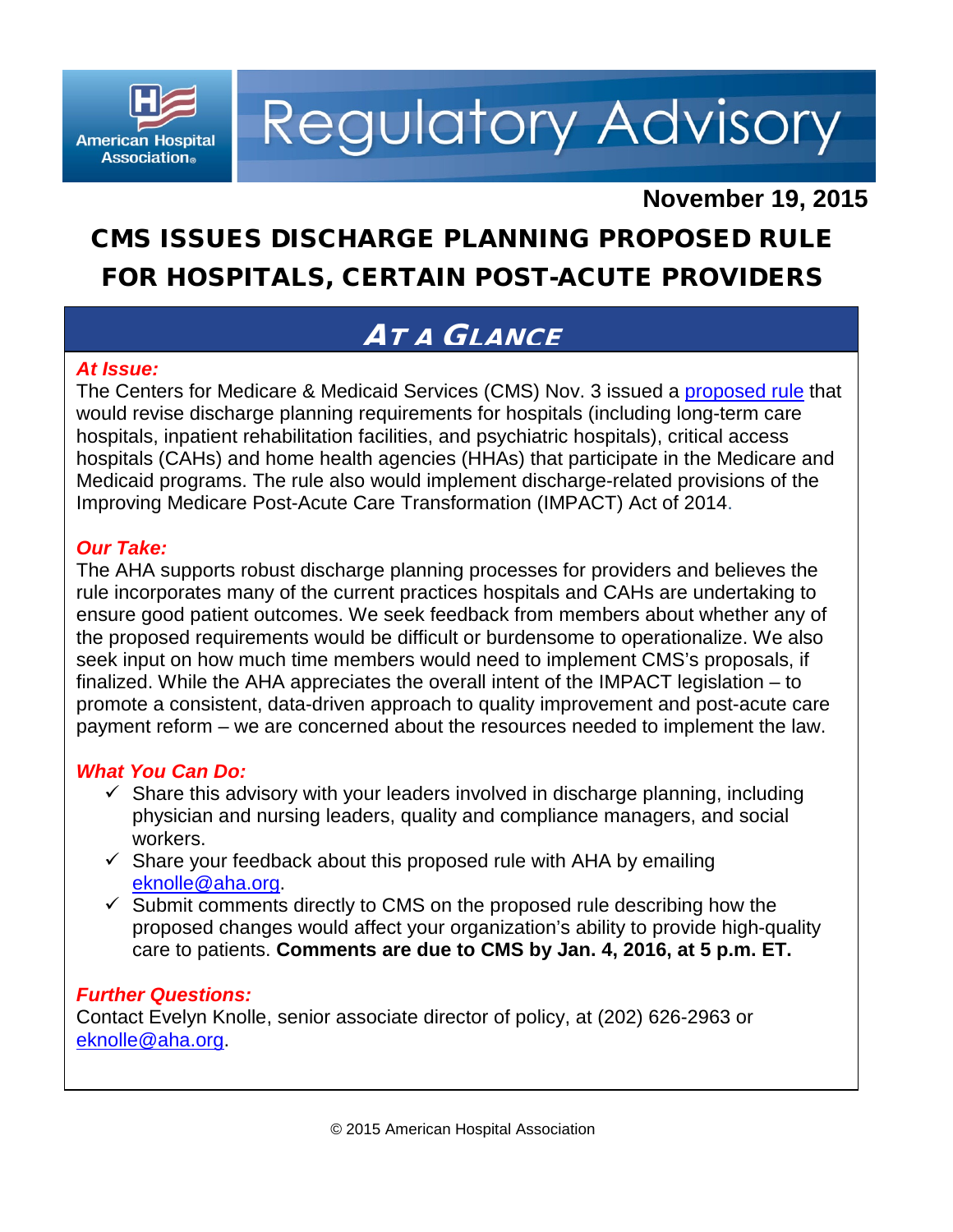American Hospital Association®

# Regulatory Advisory

**November 19, 2015**

## CMS ISSUES DISCHARGE PLANNING PROPOSED RULE FOR HOSPITALS, CERTAIN POST-ACUTE PROVIDERS

## *AT A GLANCE*

***At Issue:***

The Centers for Medicare & Medicaid Services (CMS) Nov. 3 issued a proposed rule that would revise discharge planning requirements for hospitals (including long-term care hospitals, inpatient rehabilitation facilities, and psychiatric hospitals), critical access hospitals (CAHs) and home health agencies (HHAs) that participate in the Medicare and Medicaid programs. The rule also would implement discharge-related provisions of the Improving Medicare Post-Acute Care Transformation (IMPACT) Act of 2014.

***Our Take:***

The AHA supports robust discharge planning processes for providers and believes the rule incorporates many of the current practices hospitals and CAHs are undertaking to ensure good patient outcomes. We seek feedback from members about whether any of the proposed requirements would be difficult or burdensome to operationalize. We also seek input on how much time members would need to implement CMS's proposals, if finalized. While the AHA appreciates the overall intent of the IMPACT legislation – to promote a consistent, data-driven approach to quality improvement and post-acute care payment reform – we are concerned about the resources needed to implement the law.

***What You Can Do:***

- ✓ Share this advisory with your leaders involved in discharge planning, including physician and nursing leaders, quality and compliance managers, and social workers.
- ✓ Share your feedback about this proposed rule with AHA by emailing eknolle@aha.org.
- ✓ Submit comments directly to CMS on the proposed rule describing how the proposed changes would affect your organization's ability to provide high-quality care to patients. **Comments are due to CMS by Jan. 4, 2016, at 5 p.m. ET.**

***Further Questions:***

Contact Evelyn Knolle, senior associate director of policy, at (202) 626-2963 or eknolle@aha.org.

© 2015 American Hospital Association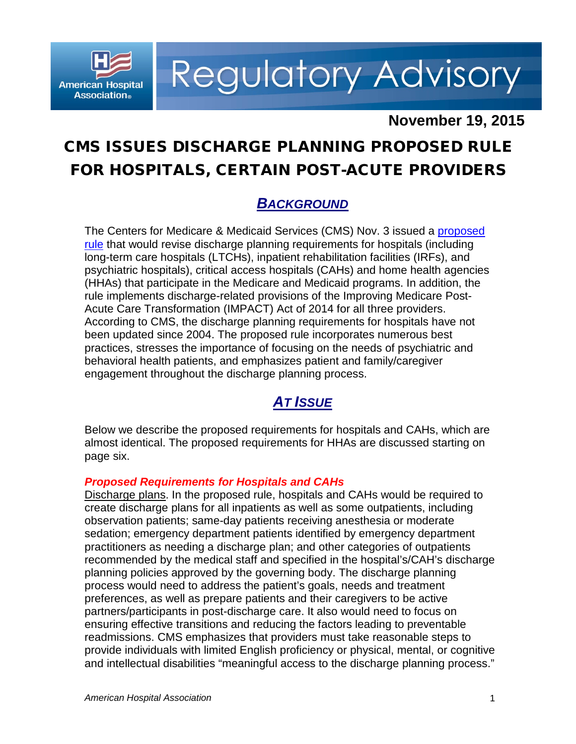**American Hospital Association**

# Regulatory Advisory

**November 19, 2015**

# CMS ISSUES DISCHARGE PLANNING PROPOSED RULE FOR HOSPITALS, CERTAIN POST-ACUTE PROVIDERS

## *BACKGROUND*

The Centers for Medicare & Medicaid Services (CMS) Nov. 3 issued a proposed rule that would revise discharge planning requirements for hospitals (including long-term care hospitals (LTCHs), inpatient rehabilitation facilities (IRFs), and psychiatric hospitals), critical access hospitals (CAHs) and home health agencies (HHAs) that participate in the Medicare and Medicaid programs. In addition, the rule implements discharge-related provisions of the Improving Medicare Post-Acute Care Transformation (IMPACT) Act of 2014 for all three providers. According to CMS, the discharge planning requirements for hospitals have not been updated since 2004. The proposed rule incorporates numerous best practices, stresses the importance of focusing on the needs of psychiatric and behavioral health patients, and emphasizes patient and family/caregiver engagement throughout the discharge planning process.

## *AT ISSUE*

Below we describe the proposed requirements for hospitals and CAHs, which are almost identical. The proposed requirements for HHAs are discussed starting on page six.

### *Proposed Requirements for Hospitals and CAHs*

Discharge plans. In the proposed rule, hospitals and CAHs would be required to create discharge plans for all inpatients as well as some outpatients, including observation patients; same-day patients receiving anesthesia or moderate sedation; emergency department patients identified by emergency department practitioners as needing a discharge plan; and other categories of outpatients recommended by the medical staff and specified in the hospital's/CAH's discharge planning policies approved by the governing body. The discharge planning process would need to address the patient's goals, needs and treatment preferences, as well as prepare patients and their caregivers to be active partners/participants in post-discharge care. It also would need to focus on ensuring effective transitions and reducing the factors leading to preventable readmissions. CMS emphasizes that providers must take reasonable steps to provide individuals with limited English proficiency or physical, mental, or cognitive and intellectual disabilities "meaningful access to the discharge planning process."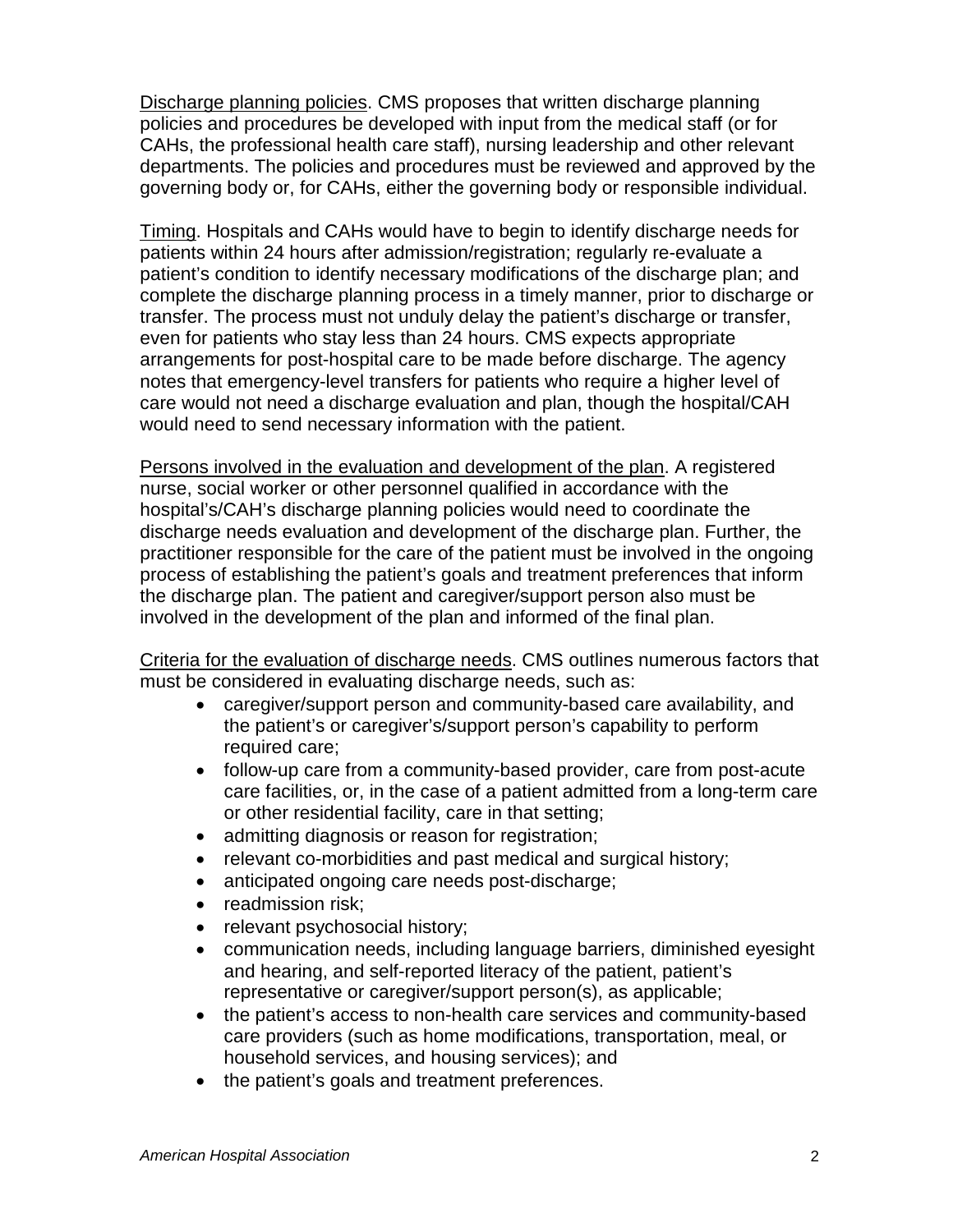Discharge planning policies. CMS proposes that written discharge planning policies and procedures be developed with input from the medical staff (or for CAHs, the professional health care staff), nursing leadership and other relevant departments. The policies and procedures must be reviewed and approved by the governing body or, for CAHs, either the governing body or responsible individual.

Timing. Hospitals and CAHs would have to begin to identify discharge needs for patients within 24 hours after admission/registration; regularly re-evaluate a patient's condition to identify necessary modifications of the discharge plan; and complete the discharge planning process in a timely manner, prior to discharge or transfer. The process must not unduly delay the patient's discharge or transfer, even for patients who stay less than 24 hours. CMS expects appropriate arrangements for post-hospital care to be made before discharge. The agency notes that emergency-level transfers for patients who require a higher level of care would not need a discharge evaluation and plan, though the hospital/CAH would need to send necessary information with the patient.

Persons involved in the evaluation and development of the plan. A registered nurse, social worker or other personnel qualified in accordance with the hospital's/CAH's discharge planning policies would need to coordinate the discharge needs evaluation and development of the discharge plan. Further, the practitioner responsible for the care of the patient must be involved in the ongoing process of establishing the patient's goals and treatment preferences that inform the discharge plan. The patient and caregiver/support person also must be involved in the development of the plan and informed of the final plan.

Criteria for the evaluation of discharge needs. CMS outlines numerous factors that must be considered in evaluating discharge needs, such as:

- caregiver/support person and community-based care availability, and the patient's or caregiver's/support person's capability to perform required care;
- follow-up care from a community-based provider, care from post-acute care facilities, or, in the case of a patient admitted from a long-term care or other residential facility, care in that setting;
- admitting diagnosis or reason for registration;
- relevant co-morbidities and past medical and surgical history;
- anticipated ongoing care needs post-discharge;
- readmission risk;
- relevant psychosocial history;
- communication needs, including language barriers, diminished eyesight and hearing, and self-reported literacy of the patient, patient's representative or caregiver/support person(s), as applicable;
- the patient's access to non-health care services and community-based care providers (such as home modifications, transportation, meal, or household services, and housing services); and
- the patient's goals and treatment preferences.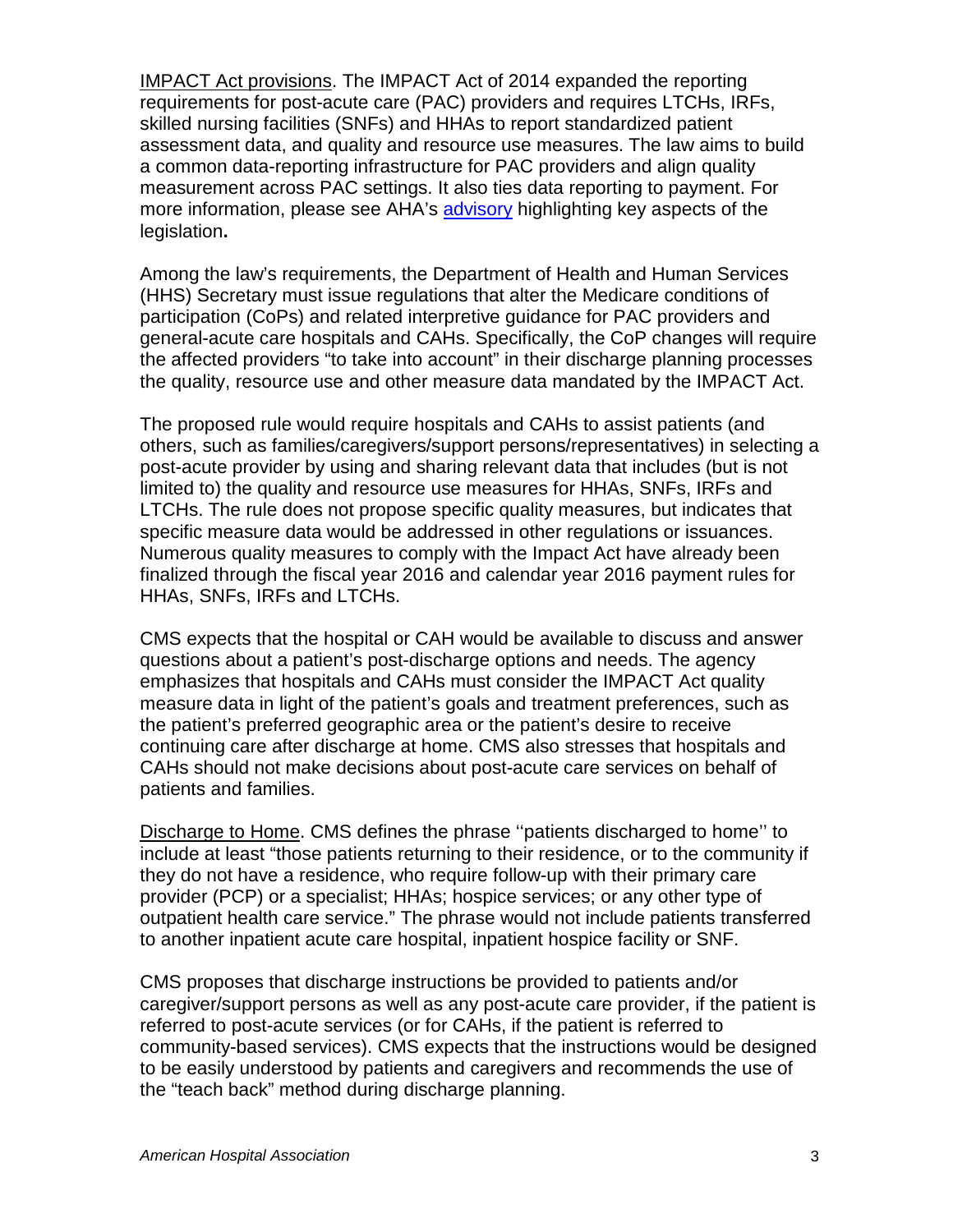IMPACT Act provisions. The IMPACT Act of 2014 expanded the reporting requirements for post-acute care (PAC) providers and requires LTCHs, IRFs, skilled nursing facilities (SNFs) and HHAs to report standardized patient assessment data, and quality and resource use measures. The law aims to build a common data-reporting infrastructure for PAC providers and align quality measurement across PAC settings. It also ties data reporting to payment. For more information, please see AHA's advisory highlighting key aspects of the legislation**.**

Among the law's requirements, the Department of Health and Human Services (HHS) Secretary must issue regulations that alter the Medicare conditions of participation (CoPs) and related interpretive guidance for PAC providers and general-acute care hospitals and CAHs. Specifically, the CoP changes will require the affected providers "to take into account" in their discharge planning processes the quality, resource use and other measure data mandated by the IMPACT Act.

The proposed rule would require hospitals and CAHs to assist patients (and others, such as families/caregivers/support persons/representatives) in selecting a post-acute provider by using and sharing relevant data that includes (but is not limited to) the quality and resource use measures for HHAs, SNFs, IRFs and LTCHs. The rule does not propose specific quality measures, but indicates that specific measure data would be addressed in other regulations or issuances. Numerous quality measures to comply with the Impact Act have already been finalized through the fiscal year 2016 and calendar year 2016 payment rules for HHAs, SNFs, IRFs and LTCHs.

CMS expects that the hospital or CAH would be available to discuss and answer questions about a patient's post-discharge options and needs. The agency emphasizes that hospitals and CAHs must consider the IMPACT Act quality measure data in light of the patient's goals and treatment preferences, such as the patient's preferred geographic area or the patient's desire to receive continuing care after discharge at home. CMS also stresses that hospitals and CAHs should not make decisions about post-acute care services on behalf of patients and families.

Discharge to Home. CMS defines the phrase ''patients discharged to home'' to include at least "those patients returning to their residence, or to the community if they do not have a residence, who require follow-up with their primary care provider (PCP) or a specialist; HHAs; hospice services; or any other type of outpatient health care service." The phrase would not include patients transferred to another inpatient acute care hospital, inpatient hospice facility or SNF.

CMS proposes that discharge instructions be provided to patients and/or caregiver/support persons as well as any post-acute care provider, if the patient is referred to post-acute services (or for CAHs, if the patient is referred to community-based services). CMS expects that the instructions would be designed to be easily understood by patients and caregivers and recommends the use of the "teach back" method during discharge planning.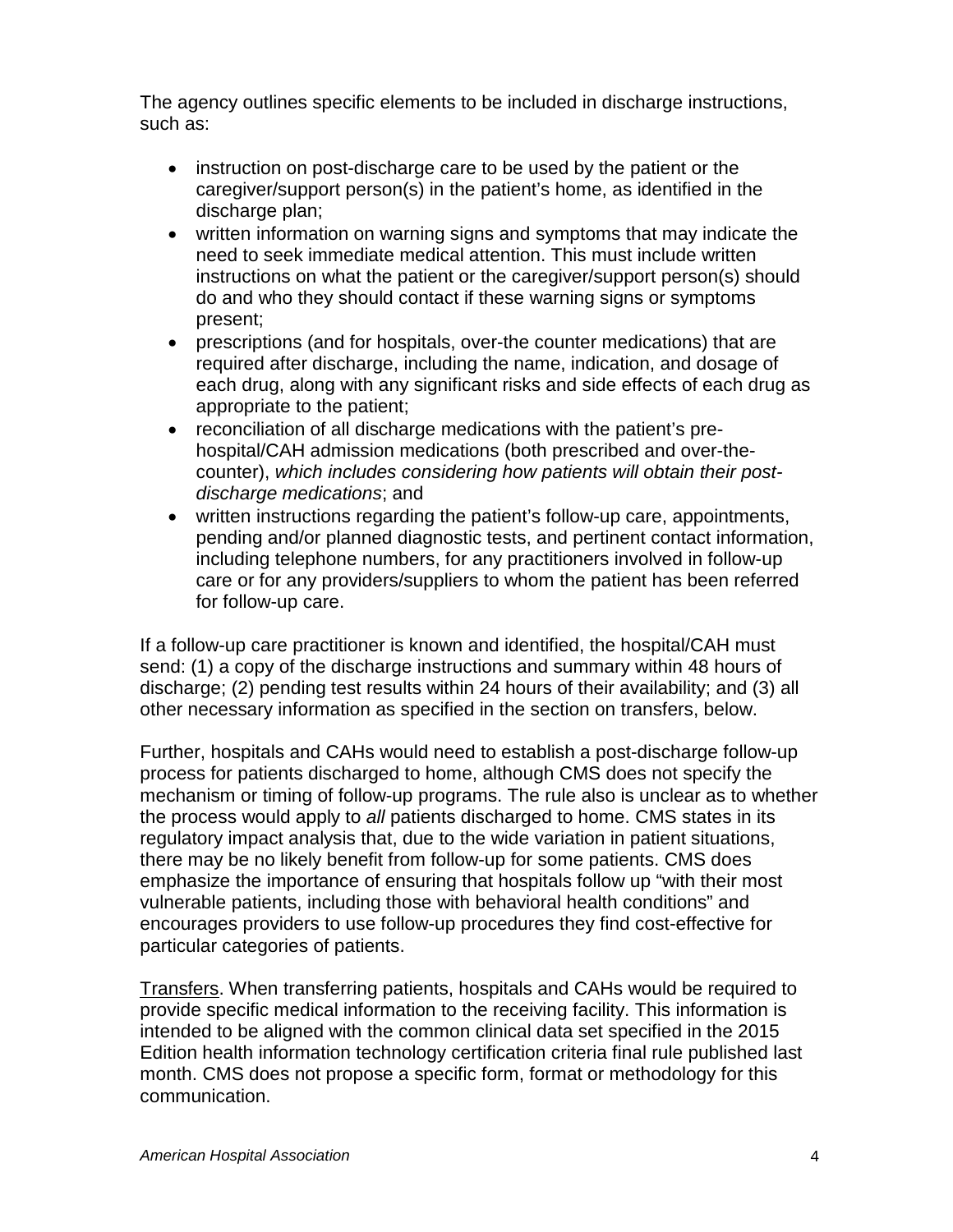The agency outlines specific elements to be included in discharge instructions, such as:

- instruction on post-discharge care to be used by the patient or the caregiver/support person(s) in the patient's home, as identified in the discharge plan;
- written information on warning signs and symptoms that may indicate the need to seek immediate medical attention. This must include written instructions on what the patient or the caregiver/support person(s) should do and who they should contact if these warning signs or symptoms present;
- prescriptions (and for hospitals, over-the counter medications) that are required after discharge, including the name, indication, and dosage of each drug, along with any significant risks and side effects of each drug as appropriate to the patient;
- reconciliation of all discharge medications with the patient's pre-hospital/CAH admission medications (both prescribed and over-the-counter), *which includes considering how patients will obtain their post-discharge medications*; and
- written instructions regarding the patient's follow-up care, appointments, pending and/or planned diagnostic tests, and pertinent contact information, including telephone numbers, for any practitioners involved in follow-up care or for any providers/suppliers to whom the patient has been referred for follow-up care.

If a follow-up care practitioner is known and identified, the hospital/CAH must send: (1) a copy of the discharge instructions and summary within 48 hours of discharge; (2) pending test results within 24 hours of their availability; and (3) all other necessary information as specified in the section on transfers, below.

Further, hospitals and CAHs would need to establish a post-discharge follow-up process for patients discharged to home, although CMS does not specify the mechanism or timing of follow-up programs. The rule also is unclear as to whether the process would apply to *all* patients discharged to home. CMS states in its regulatory impact analysis that, due to the wide variation in patient situations, there may be no likely benefit from follow-up for some patients. CMS does emphasize the importance of ensuring that hospitals follow up "with their most vulnerable patients, including those with behavioral health conditions" and encourages providers to use follow-up procedures they find cost-effective for particular categories of patients.

<u>Transfers</u>. When transferring patients, hospitals and CAHs would be required to provide specific medical information to the receiving facility. This information is intended to be aligned with the common clinical data set specified in the 2015 Edition health information technology certification criteria final rule published last month. CMS does not propose a specific form, format or methodology for this communication.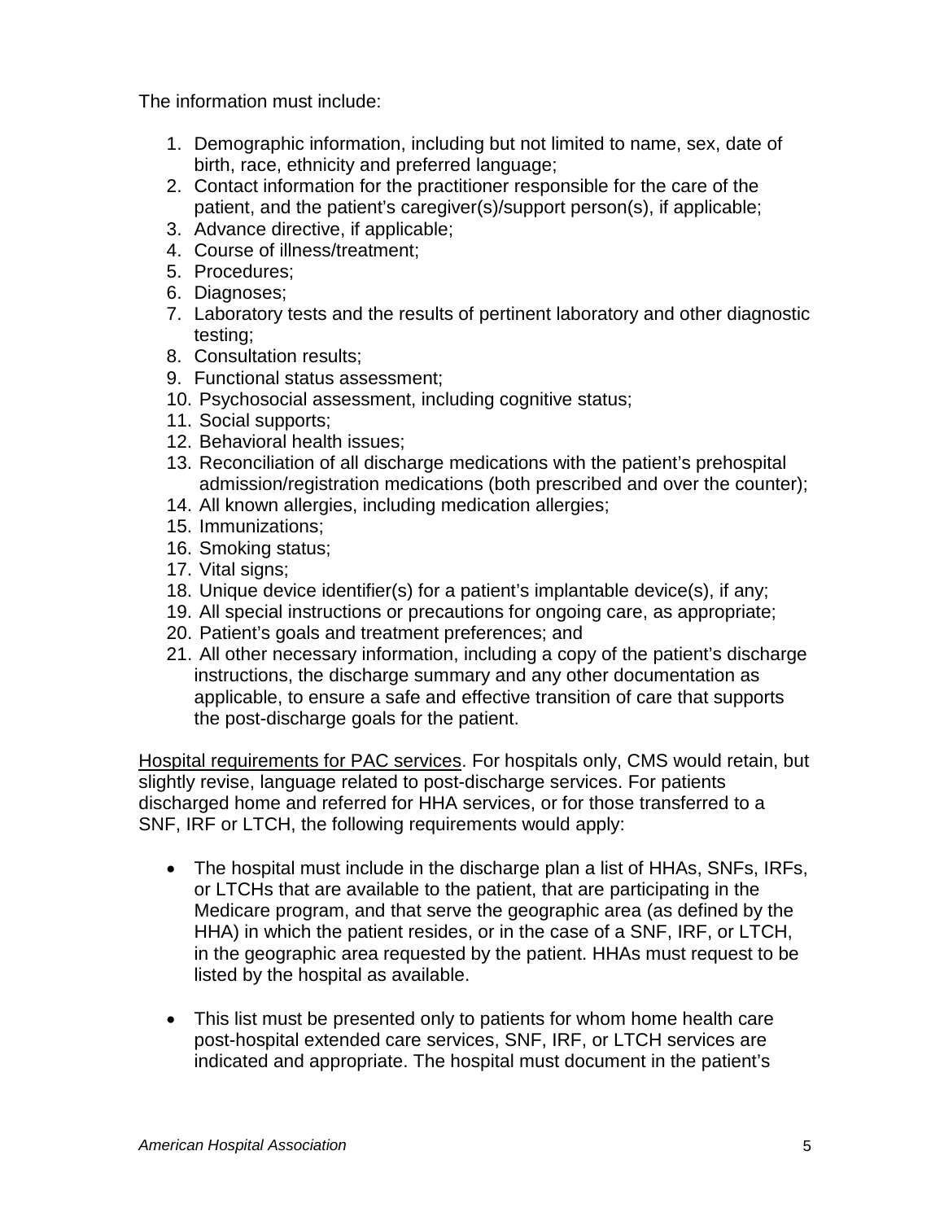The information must include:

1. Demographic information, including but not limited to name, sex, date of birth, race, ethnicity and preferred language;
2. Contact information for the practitioner responsible for the care of the patient, and the patient's caregiver(s)/support person(s), if applicable;
3. Advance directive, if applicable;
4. Course of illness/treatment;
5. Procedures;
6. Diagnoses;
7. Laboratory tests and the results of pertinent laboratory and other diagnostic testing;
8. Consultation results;
9. Functional status assessment;
10. Psychosocial assessment, including cognitive status;
11. Social supports;
12. Behavioral health issues;
13. Reconciliation of all discharge medications with the patient's prehospital admission/registration medications (both prescribed and over the counter);
14. All known allergies, including medication allergies;
15. Immunizations;
16. Smoking status;
17. Vital signs;
18. Unique device identifier(s) for a patient's implantable device(s), if any;
19. All special instructions or precautions for ongoing care, as appropriate;
20. Patient's goals and treatment preferences; and
21. All other necessary information, including a copy of the patient's discharge instructions, the discharge summary and any other documentation as applicable, to ensure a safe and effective transition of care that supports the post-discharge goals for the patient.

<u>Hospital requirements for PAC services</u>. For hospitals only, CMS would retain, but slightly revise, language related to post-discharge services. For patients discharged home and referred for HHA services, or for those transferred to a SNF, IRF or LTCH, the following requirements would apply:

- The hospital must include in the discharge plan a list of HHAs, SNFs, IRFs, or LTCHs that are available to the patient, that are participating in the Medicare program, and that serve the geographic area (as defined by the HHA) in which the patient resides, or in the case of a SNF, IRF, or LTCH, in the geographic area requested by the patient. HHAs must request to be listed by the hospital as available.

- This list must be presented only to patients for whom home health care post-hospital extended care services, SNF, IRF, or LTCH services are indicated and appropriate. The hospital must document in the patient's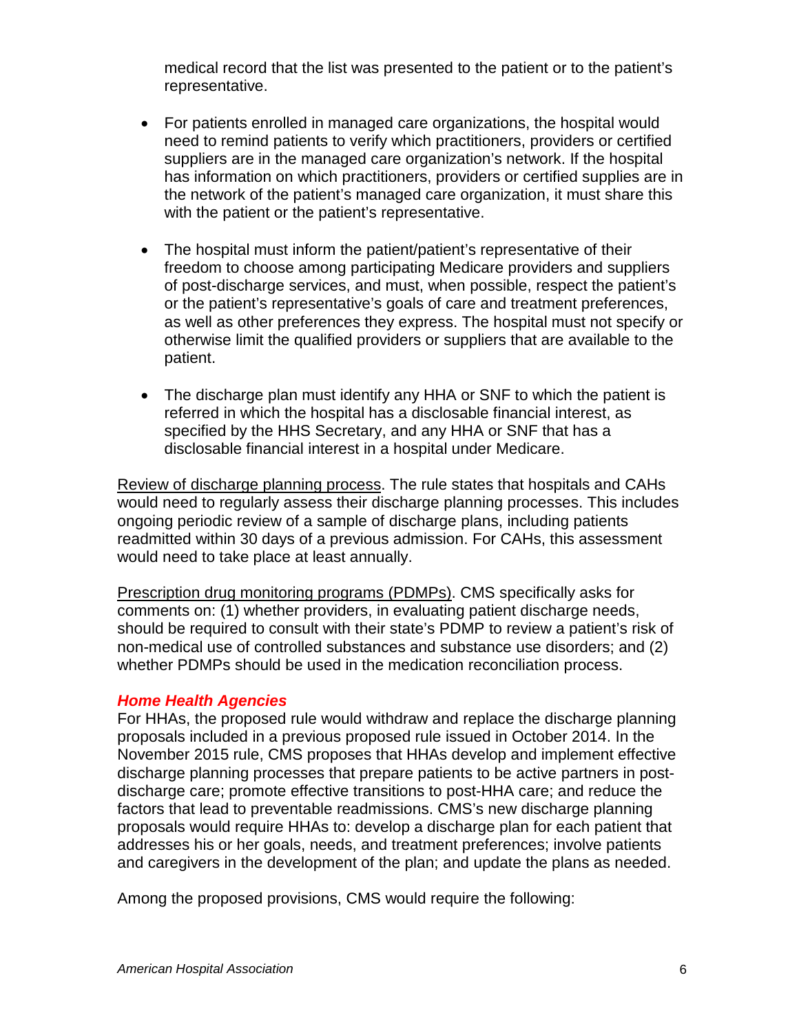medical record that the list was presented to the patient or to the patient's representative.

- For patients enrolled in managed care organizations, the hospital would need to remind patients to verify which practitioners, providers or certified suppliers are in the managed care organization's network. If the hospital has information on which practitioners, providers or certified supplies are in the network of the patient's managed care organization, it must share this with the patient or the patient's representative.

- The hospital must inform the patient/patient's representative of their freedom to choose among participating Medicare providers and suppliers of post-discharge services, and must, when possible, respect the patient's or the patient's representative's goals of care and treatment preferences, as well as other preferences they express. The hospital must not specify or otherwise limit the qualified providers or suppliers that are available to the patient.

- The discharge plan must identify any HHA or SNF to which the patient is referred in which the hospital has a disclosable financial interest, as specified by the HHS Secretary, and any HHA or SNF that has a disclosable financial interest in a hospital under Medicare.

<u>Review of discharge planning process</u>. The rule states that hospitals and CAHs would need to regularly assess their discharge planning processes. This includes ongoing periodic review of a sample of discharge plans, including patients readmitted within 30 days of a previous admission. For CAHs, this assessment would need to take place at least annually.

<u>Prescription drug monitoring programs (PDMPs)</u>. CMS specifically asks for comments on: (1) whether providers, in evaluating patient discharge needs, should be required to consult with their state's PDMP to review a patient's risk of non-medical use of controlled substances and substance use disorders; and (2) whether PDMPs should be used in the medication reconciliation process.

### ***Home Health Agencies***

For HHAs, the proposed rule would withdraw and replace the discharge planning proposals included in a previous proposed rule issued in October 2014. In the November 2015 rule, CMS proposes that HHAs develop and implement effective discharge planning processes that prepare patients to be active partners in post-discharge care; promote effective transitions to post-HHA care; and reduce the factors that lead to preventable readmissions. CMS's new discharge planning proposals would require HHAs to: develop a discharge plan for each patient that addresses his or her goals, needs, and treatment preferences; involve patients and caregivers in the development of the plan; and update the plans as needed.

Among the proposed provisions, CMS would require the following: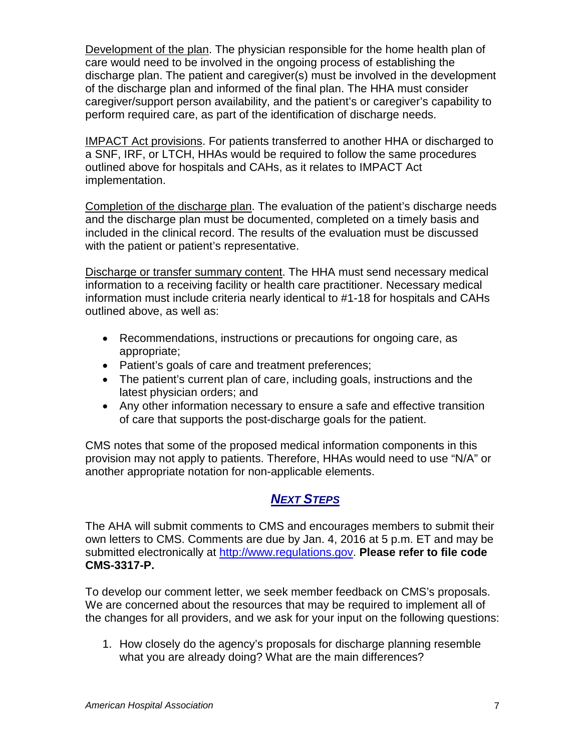Development of the plan. The physician responsible for the home health plan of care would need to be involved in the ongoing process of establishing the discharge plan. The patient and caregiver(s) must be involved in the development of the discharge plan and informed of the final plan. The HHA must consider caregiver/support person availability, and the patient's or caregiver's capability to perform required care, as part of the identification of discharge needs.

IMPACT Act provisions. For patients transferred to another HHA or discharged to a SNF, IRF, or LTCH, HHAs would be required to follow the same procedures outlined above for hospitals and CAHs, as it relates to IMPACT Act implementation.

Completion of the discharge plan. The evaluation of the patient's discharge needs and the discharge plan must be documented, completed on a timely basis and included in the clinical record. The results of the evaluation must be discussed with the patient or patient's representative.

Discharge or transfer summary content. The HHA must send necessary medical information to a receiving facility or health care practitioner. Necessary medical information must include criteria nearly identical to #1-18 for hospitals and CAHs outlined above, as well as:

- Recommendations, instructions or precautions for ongoing care, as appropriate;
- Patient's goals of care and treatment preferences;
- The patient's current plan of care, including goals, instructions and the latest physician orders; and
- Any other information necessary to ensure a safe and effective transition of care that supports the post-discharge goals for the patient.

CMS notes that some of the proposed medical information components in this provision may not apply to patients. Therefore, HHAs would need to use "N/A" or another appropriate notation for non-applicable elements.

## ***NEXT STEPS***

The AHA will submit comments to CMS and encourages members to submit their own letters to CMS. Comments are due by Jan. 4, 2016 at 5 p.m. ET and may be submitted electronically at http://www.regulations.gov. **Please refer to file code CMS-3317-P.**

To develop our comment letter, we seek member feedback on CMS's proposals. We are concerned about the resources that may be required to implement all of the changes for all providers, and we ask for your input on the following questions:

1. How closely do the agency's proposals for discharge planning resemble what you are already doing? What are the main differences?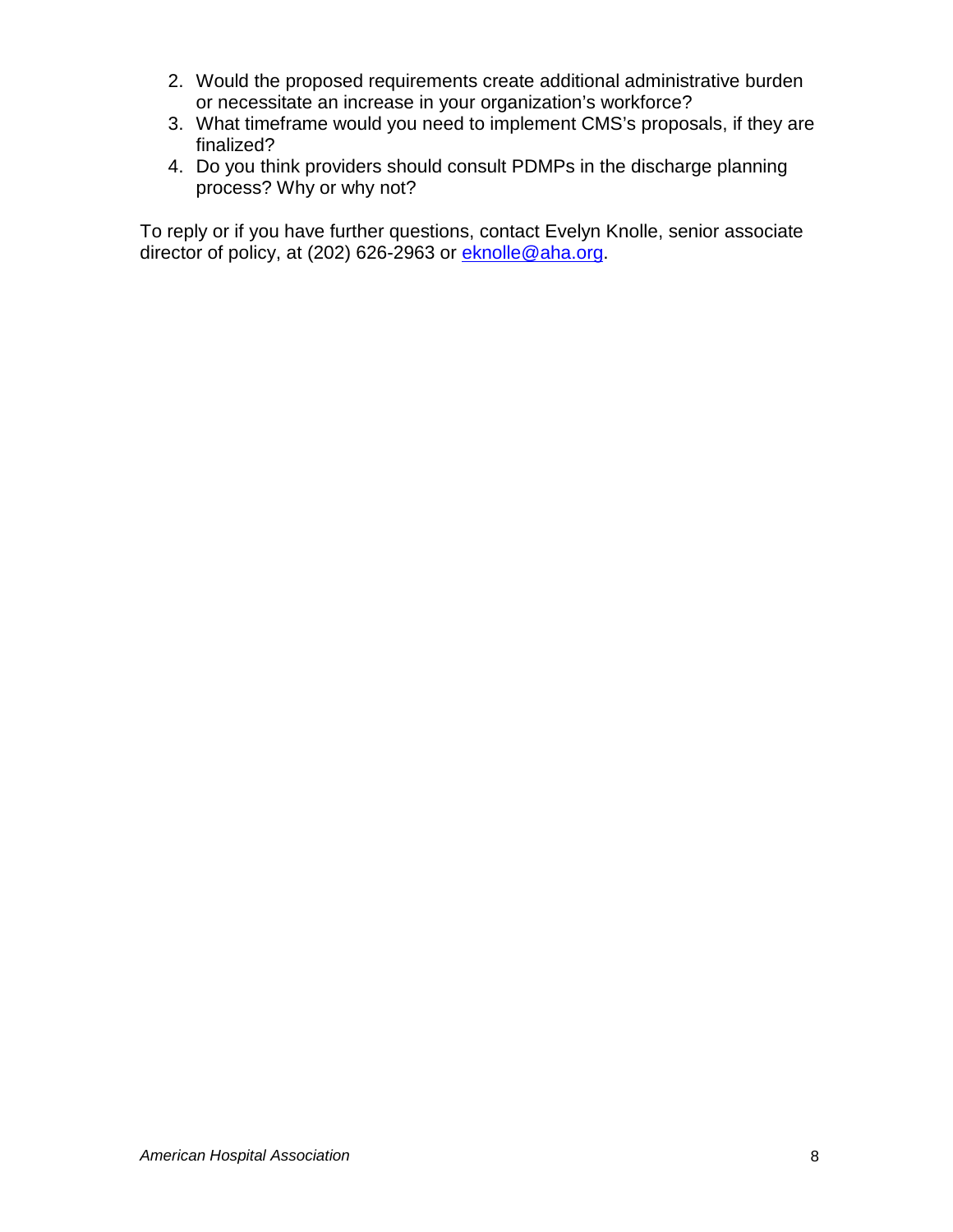2. Would the proposed requirements create additional administrative burden or necessitate an increase in your organization's workforce?
3. What timeframe would you need to implement CMS's proposals, if they are finalized?
4. Do you think providers should consult PDMPs in the discharge planning process? Why or why not?

To reply or if you have further questions, contact Evelyn Knolle, senior associate director of policy, at (202) 626-2963 or eknolle@aha.org.